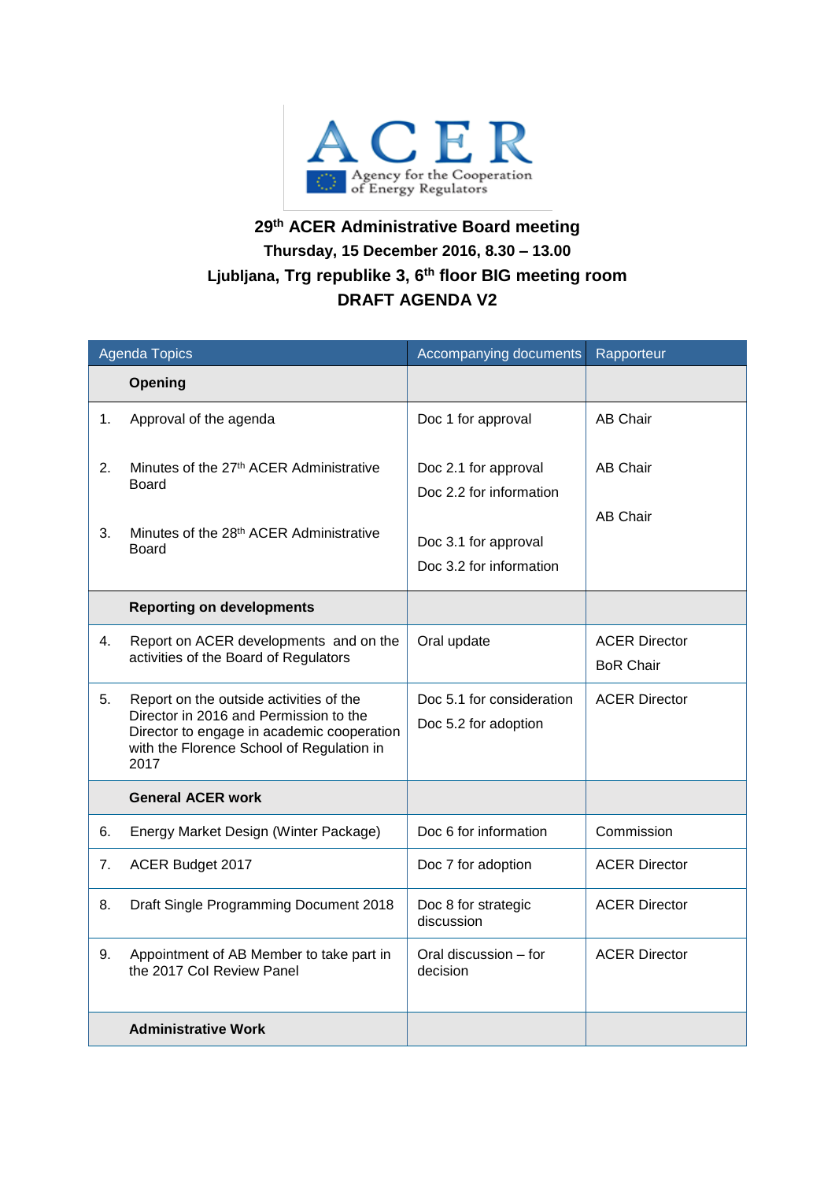ACER

Agency for the Cooperation of Energy Regulators

# 29th ACER Administrative Board meeting

**Thursday, 15 December 2016, 8.30 – 13.00**

**Ljubljana, Trg republike 3, 6th floor BIG meeting room**

**DRAFT AGENDA V2**

| Agenda Topics | Accompanying documents | Rapporteur |
|---|---|---|
| **Opening** | | |
| 1. Approval of the agenda | Doc 1 for approval | AB Chair |
| 2. Minutes of the 27th ACER Administrative Board | Doc 2.1 for approval<br>Doc 2.2 for information | AB Chair |
| 3. Minutes of the 28th ACER Administrative Board | Doc 3.1 for approval<br>Doc 3.2 for information | AB Chair |
| **Reporting on developments** | | |
| 4. Report on ACER developments and on the activities of the Board of Regulators | Oral update | ACER Director<br>BoR Chair |
| 5. Report on the outside activities of the Director in 2016 and Permission to the Director to engage in academic cooperation with the Florence School of Regulation in 2017 | Doc 5.1 for consideration<br>Doc 5.2 for adoption | ACER Director |
| **General ACER work** | | |
| 6. Energy Market Design (Winter Package) | Doc 6 for information | Commission |
| 7. ACER Budget 2017 | Doc 7 for adoption | ACER Director |
| 8. Draft Single Programming Document 2018 | Doc 8 for strategic discussion | ACER Director |
| 9. Appointment of AB Member to take part in the 2017 CoI Review Panel | Oral discussion – for decision | ACER Director |
| **Administrative Work** | | |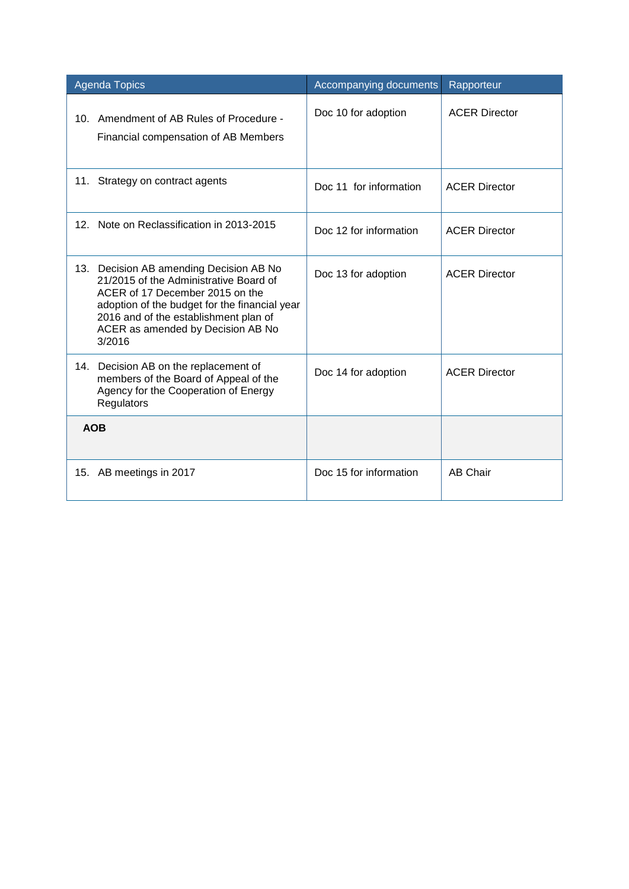| Agenda Topics | Accompanying documents | Rapporteur |
|---|---|---|
| 10. Amendment of AB Rules of Procedure - Financial compensation of AB Members | Doc 10 for adoption | ACER Director |
| 11. Strategy on contract agents | Doc 11 for information | ACER Director |
| 12. Note on Reclassification in 2013-2015 | Doc 12 for information | ACER Director |
| 13. Decision AB amending Decision AB No 21/2015 of the Administrative Board of ACER of 17 December 2015 on the adoption of the budget for the financial year 2016 and of the establishment plan of ACER as amended by Decision AB No 3/2016 | Doc 13 for adoption | ACER Director |
| 14. Decision AB on the replacement of members of the Board of Appeal of the Agency for the Cooperation of Energy Regulators | Doc 14 for adoption | ACER Director |
| **AOB** | | |
| 15. AB meetings in 2017 | Doc 15 for information | AB Chair |